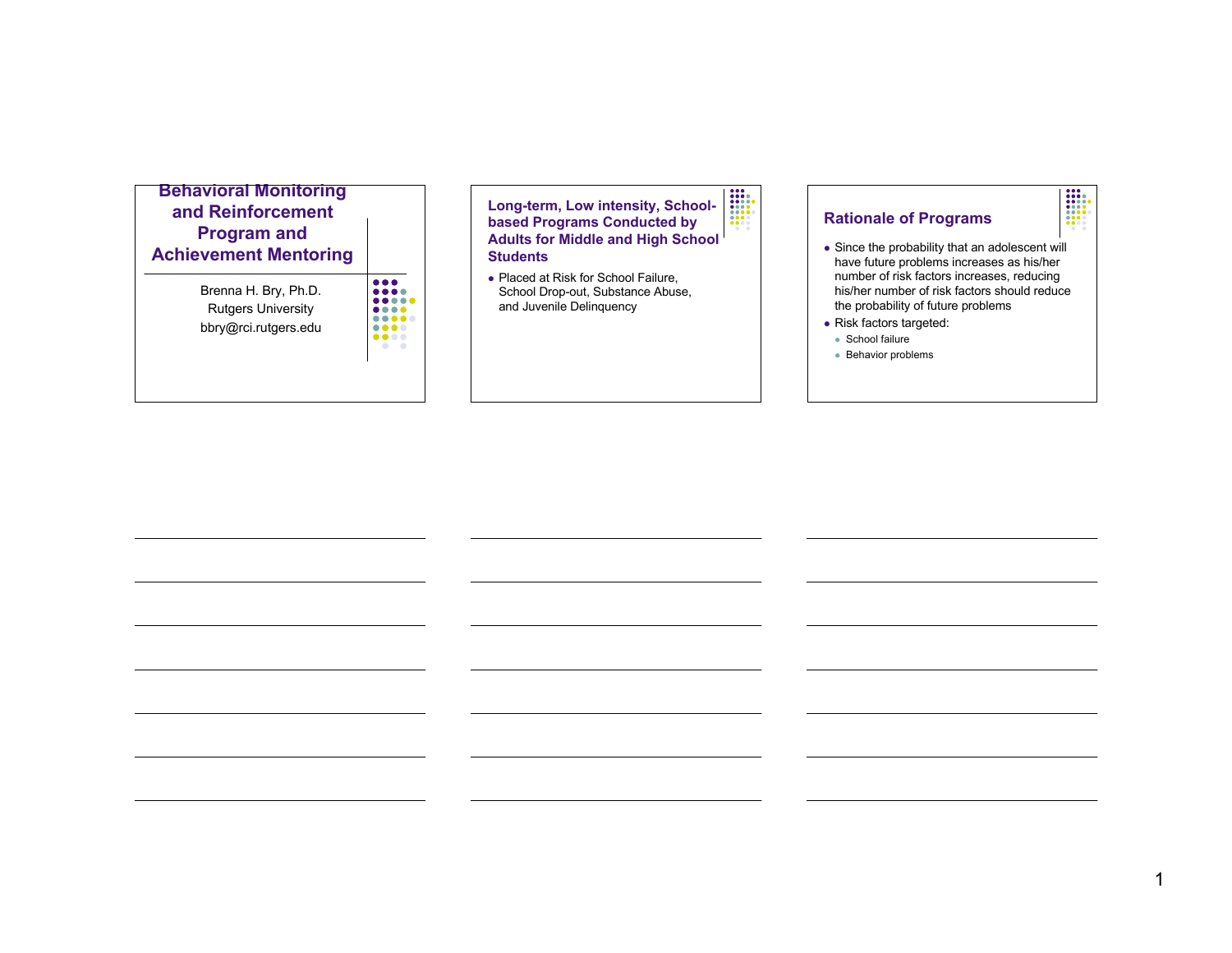# Behavioral Monitoring and Reinforcement Program and Achievement Mentoring

Brenna H. Bry, Ph.D.
Rutgers University
bbry@rci.rutgers.edu

## Long-term, Low intensity, School-based Programs Conducted by Adults for Middle and High School Students

- Placed at Risk for School Failure, School Drop-out, Substance Abuse, and Juvenile Delinquency

## Rationale of Programs

- Since the probability that an adolescent will have future problems increases as his/her number of risk factors increases, reducing his/her number of risk factors should reduce the probability of future problems
- Risk factors targeted:
  - School failure
  - Behavior problems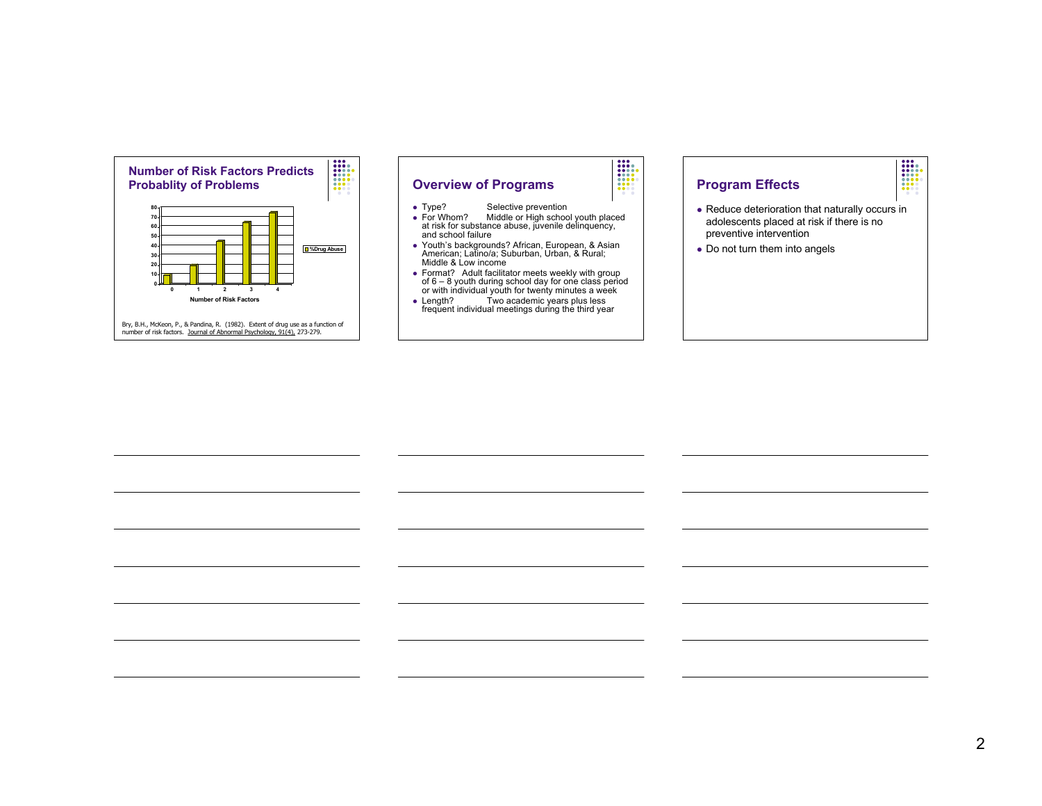## Number of Risk Factors Predicts Probablity of Problems

| Number of Risk Factors | %Drug Abuse |
|---|---|
| 0 | 10 |
| 1 | 19 |
| 2 | 44 |
| 3 | 64 |
| 4 | 75 |

Bry, B.H., McKeon, P., & Pandina, R. (1982). Extent of drug use as a function of number of risk factors. Journal of Abnormal Psychology, 91(4), 273-279.

## Overview of Programs

- Type? Selective prevention
- For Whom? Middle or High school youth placed at risk for substance abuse, juvenile delinquency, and school failure
- Youth's backgrounds? African, European, & Asian American; Latino/a; Suburban, Urban, & Rural; Middle & Low income
- Format? Adult facilitator meets weekly with group of 6 – 8 youth during school day for one class period or with individual youth for twenty minutes a week
- Length? Two academic years plus less frequent individual meetings during the third year

## Program Effects

- Reduce deterioration that naturally occurs in adolescents placed at risk if there is no preventive intervention
- Do not turn them into angels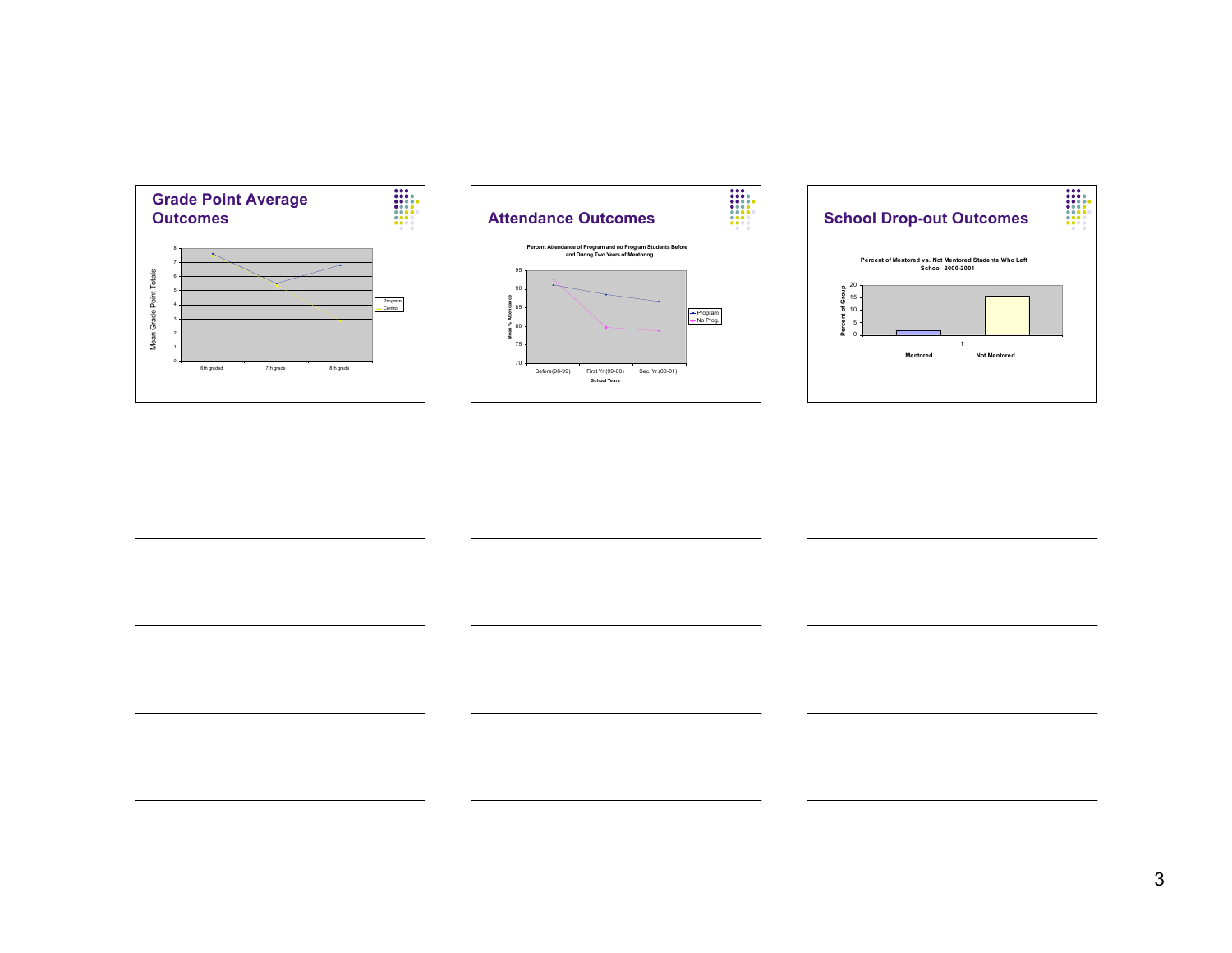## Grade Point Average Outcomes

Mean Grade Point Totals

8
7
6
5
4
3
2
1
0

6th graded — 7th grade — 8th grade

Program
Control

## Attendance Outcomes

Percent Attendance of Program and no Program Students Before and During Two Years of Mentoring

Mean % Attendance

95
90
85
80
75
70

Before(98-99) — First Yr.(99-00) — Sec. Yr.(00-01)

School Years

Program
No Prog.

## School Drop-out Outcomes

Percent of Mentored vs. Not Mentored Students Who Left School 2000-2001

Percent of Group

20
15
10
5
0

1

Mentored — Not Mentored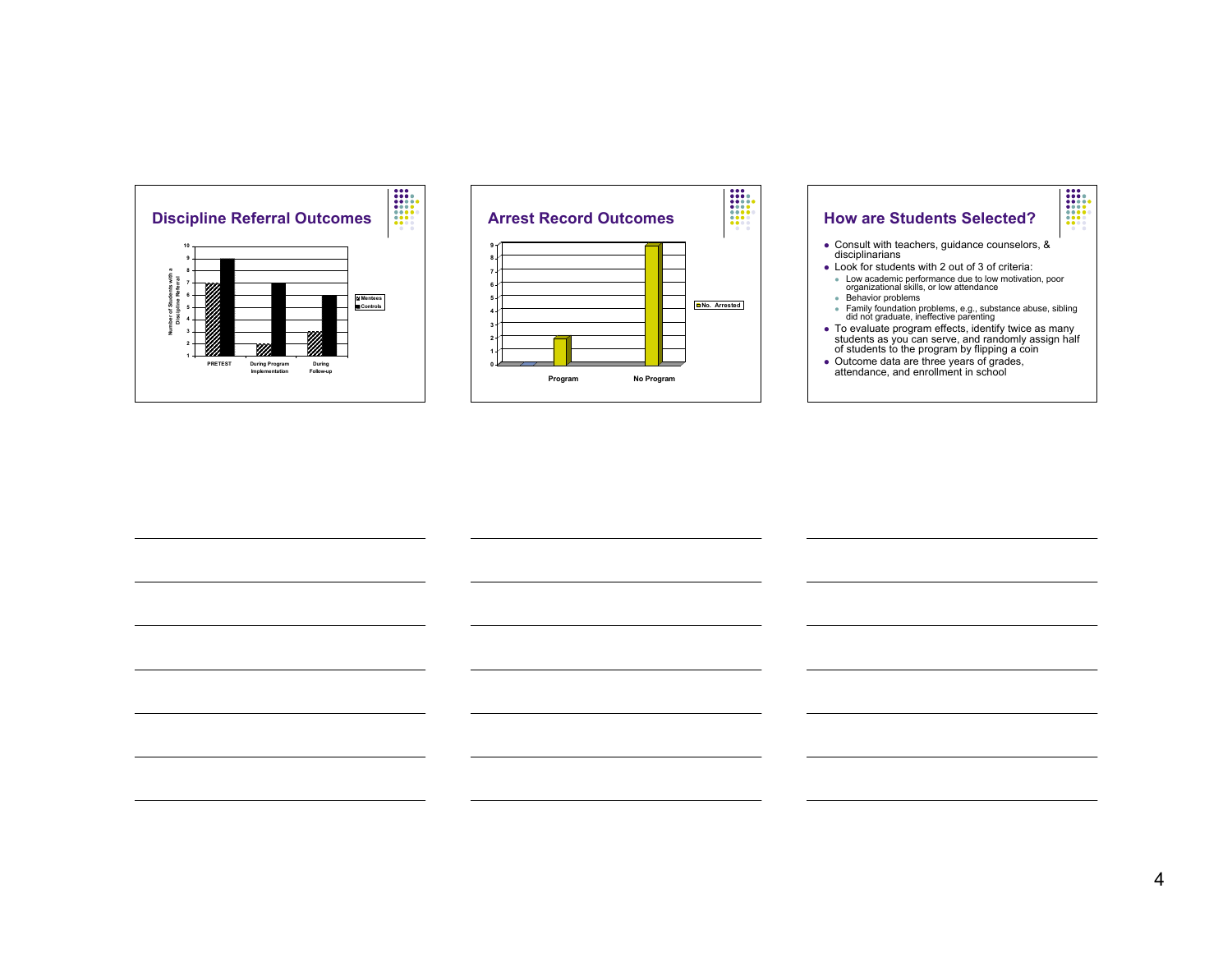## Discipline Referral Outcomes

| | Mentees | Controls |
|---|---|---|
| PRETEST | 7 | 9 |
| During Program Implementation | 2 | 7 |
| During Follow-up | 3 | 6 |

Number of Students with a Discipline Referral

## Arrest Record Outcomes

| | No. Arrested |
|---|---|
| Program | 2 |
| No Program | 9 |

## How are Students Selected?

- Consult with teachers, guidance counselors, & disciplinarians
- Look for students with 2 out of 3 of criteria:
  - Low academic performance due to low motivation, poor organizational skills, or low attendance
  - Behavior problems
  - Family foundation problems, e.g., substance abuse, sibling did not graduate, ineffective parenting
- To evaluate program effects, identify twice as many students as you can serve, and randomly assign half of students to the program by flipping a coin
- Outcome data are three years of grades, attendance, and enrollment in school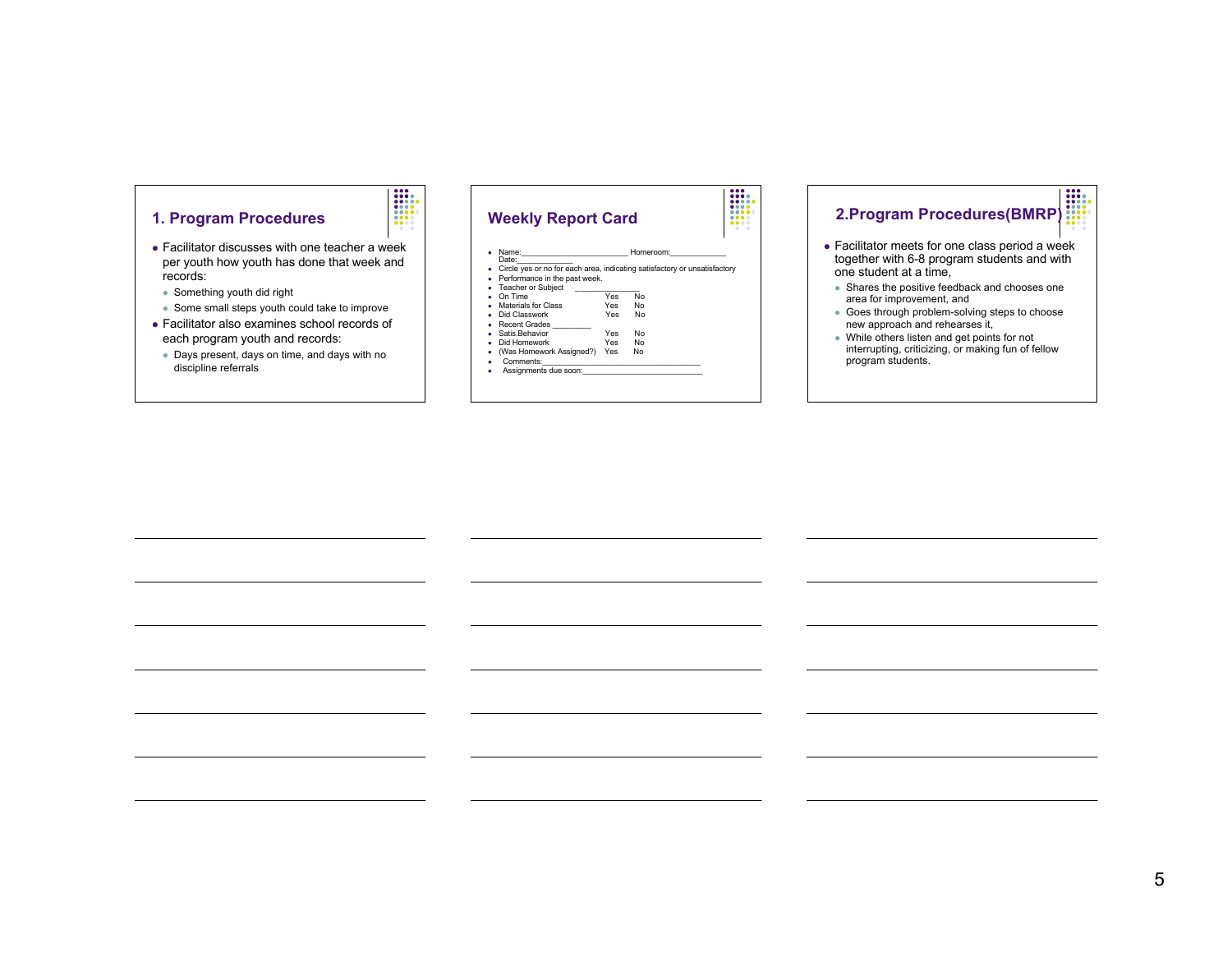## 1. Program Procedures

- Facilitator discusses with one teacher a week per youth how youth has done that week and records:
  - Something youth did right
  - Some small steps youth could take to improve
- Facilitator also examines school records of each program youth and records:
  - Days present, days on time, and days with no discipline referrals

## Weekly Report Card

- Name:_______________________ Homeroom:____________ Date:____________
- Circle yes or no for each area, indicating satisfactory or unsatisfactory
- Performance in the past week.
- Teacher or Subject ______________
- On Time Yes No
- Materials for Class Yes No
- Did Classwork Yes No
- Recent Grades ________
- Satis.Behavior Yes No
- Did Homework Yes No
- (Was Homework Assigned?) Yes No
- Comments:_________________________________
- Assignments due soon:__________________________

## 2.Program Procedures(BMRP)

- Facilitator meets for one class period a week together with 6-8 program students and with one student at a time,
  - Shares the positive feedback and chooses one area for improvement, and
  - Goes through problem-solving steps to choose new approach and rehearses it,
  - While others listen and get points for not interrupting, criticizing, or making fun of fellow program students.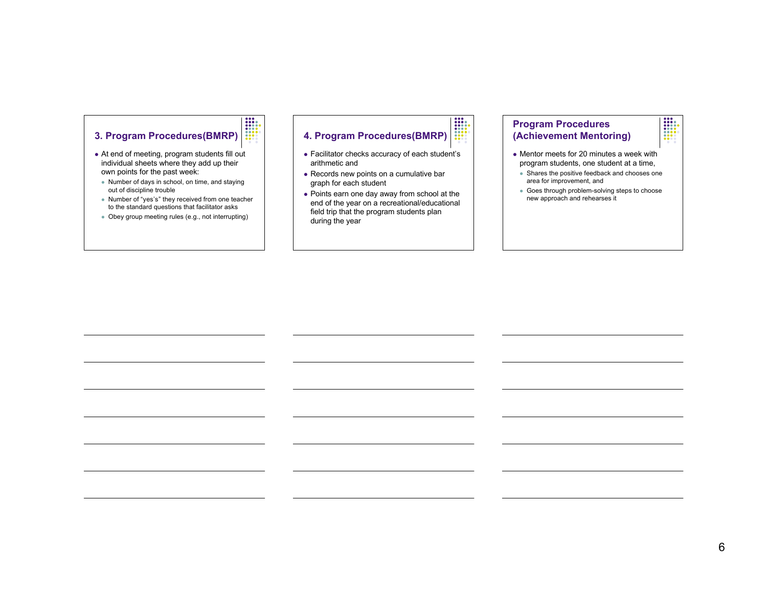## 3. Program Procedures(BMRP)

- At end of meeting, program students fill out individual sheets where they add up their own points for the past week:
  - Number of days in school, on time, and staying out of discipline trouble
  - Number of "yes's" they received from one teacher to the standard questions that facilitator asks
  - Obey group meeting rules (e.g., not interrupting)

## 4. Program Procedures(BMRP)

- Facilitator checks accuracy of each student's arithmetic and
- Records new points on a cumulative bar graph for each student
- Points earn one day away from school at the end of the year on a recreational/educational field trip that the program students plan during the year

## Program Procedures (Achievement Mentoring)

- Mentor meets for 20 minutes a week with program students, one student at a time,
  - Shares the positive feedback and chooses one area for improvement, and
  - Goes through problem-solving steps to choose new approach and rehearses it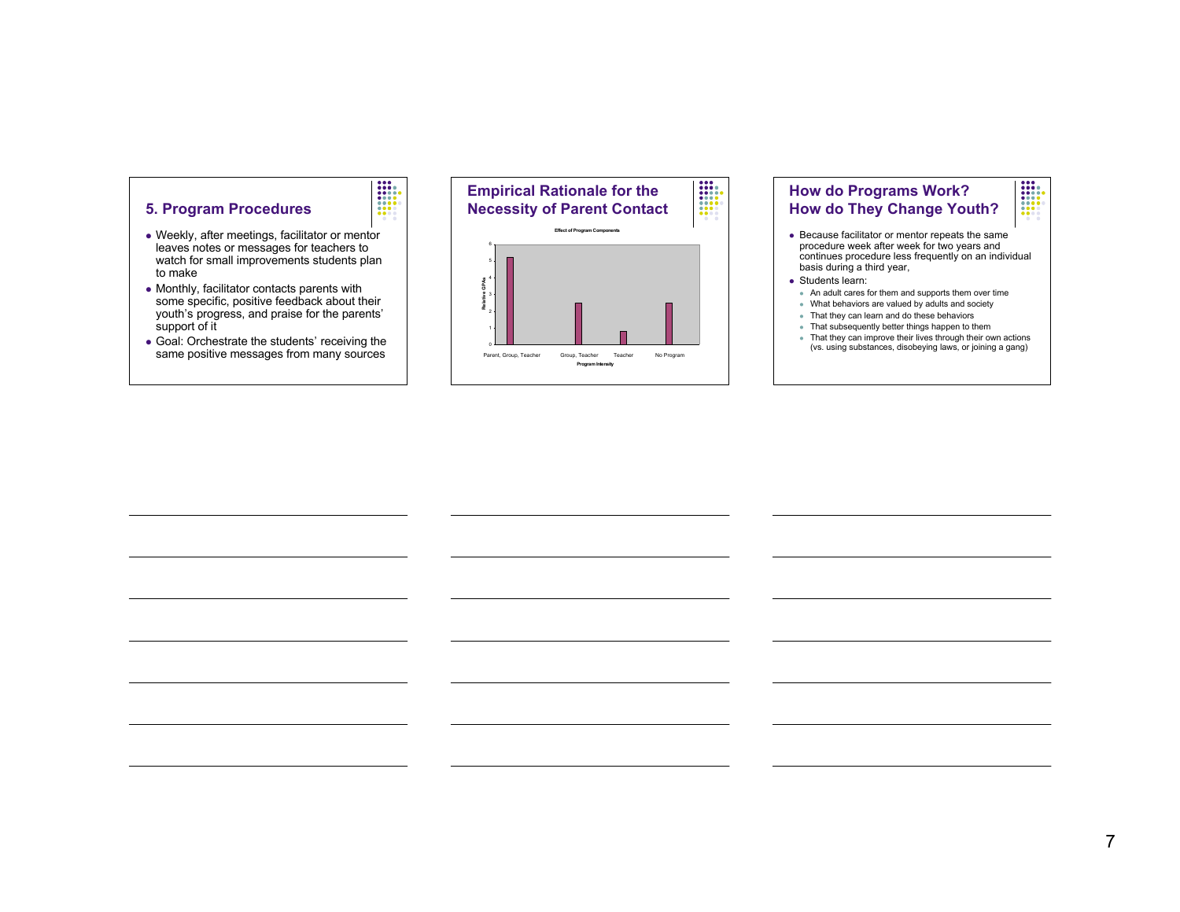## 5. Program Procedures

- Weekly, after meetings, facilitator or mentor leaves notes or messages for teachers to watch for small improvements students plan to make
- Monthly, facilitator contacts parents with some specific, positive feedback about their youth's progress, and praise for the parents' support of it
- Goal: Orchestrate the students' receiving the same positive messages from many sources

## Empirical Rationale for the Necessity of Parent Contact

**Effect of Program Components**

| Program Intensity | Relative GPAs |
|---|---|
| Parent, Group, Teacher | ~5.2 |
| Group, Teacher | ~2.5 |
| Teacher | ~0.8 |
| No Program | ~2.5 |

## How do Programs Work? How do They Change Youth?

- Because facilitator or mentor repeats the same procedure week after week for two years and continues procedure less frequently on an individual basis during a third year,
- Students learn:
  - An adult cares for them and supports them over time
  - What behaviors are valued by adults and society
  - That they can learn and do these behaviors
  - That subsequently better things happen to them
  - That they can improve their lives through their own actions (vs. using substances, disobeying laws, or joining a gang)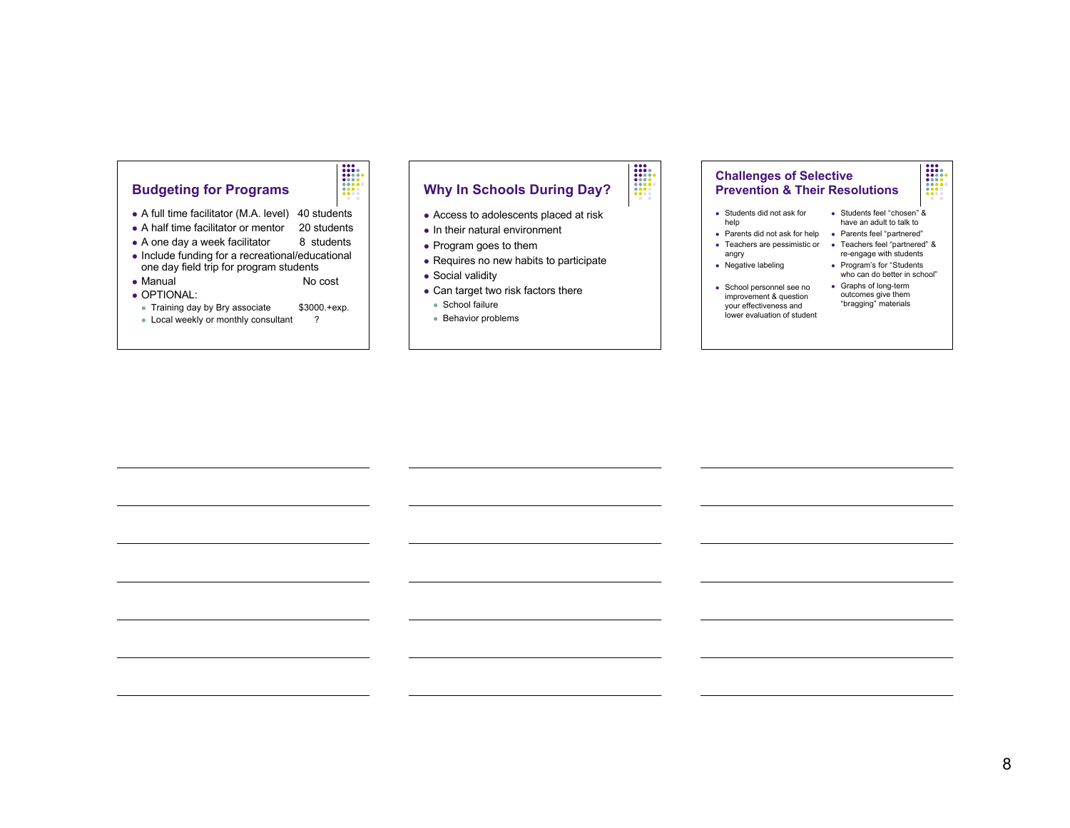## Budgeting for Programs

- A full time facilitator (M.A. level) 40 students
- A half time facilitator or mentor 20 students
- A one day a week facilitator 8 students
- Include funding for a recreational/educational one day field trip for program students
- Manual No cost
- OPTIONAL:
  - Training day by Bry associate $3000.+exp.
  - Local weekly or monthly consultant ?

## Why In Schools During Day?

- Access to adolescents placed at risk
- In their natural environment
- Program goes to them
- Requires no new habits to participate
- Social validity
- Can target two risk factors there
  - School failure
  - Behavior problems

## Challenges of Selective Prevention & Their Resolutions

| Challenges | Resolutions |
| --- | --- |
| Students did not ask for help | Students feel "chosen" & have an adult to talk to |
| Parents did not ask for help | Parents feel "partnered" |
| Teachers are pessimistic or angry | Teachers feel "partnered" & re-engage with students |
| Negative labeling | Program's for "Students who can do better in school" |
| School personnel see no improvement & question your effectiveness and lower evaluation of student | Graphs of long-term outcomes give them "bragging" materials |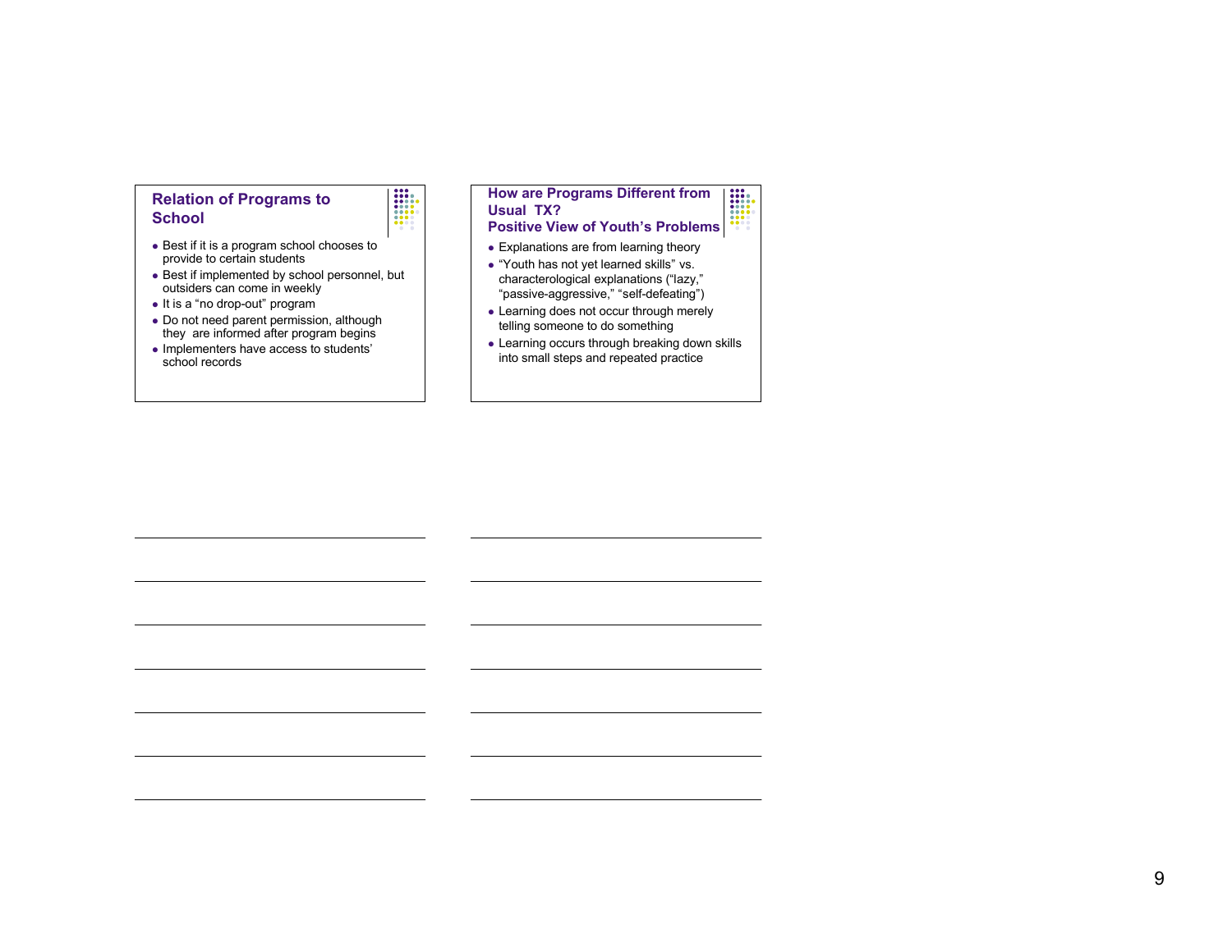## Relation of Programs to School

- Best if it is a program school chooses to provide to certain students
- Best if implemented by school personnel, but outsiders can come in weekly
- It is a "no drop-out" program
- Do not need parent permission, although they are informed after program begins
- Implementers have access to students' school records

## How are Programs Different from Usual TX? Positive View of Youth's Problems

- Explanations are from learning theory
- "Youth has not yet learned skills" vs. characterological explanations ("lazy," "passive-aggressive," "self-defeating")
- Learning does not occur through merely telling someone to do something
- Learning occurs through breaking down skills into small steps and repeated practice